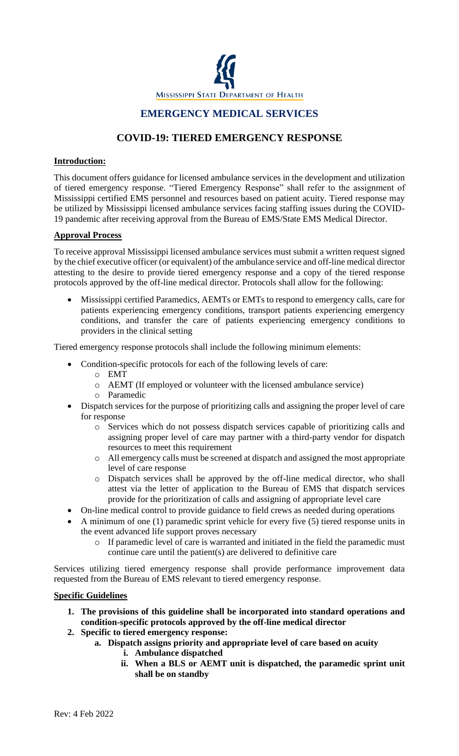MISSISSIPPI STATE DEPARTMENT OF HEALTH

# EMERGENCY MEDICAL SERVICES

## COVID-19: TIERED EMERGENCY RESPONSE

**Introduction:**

This document offers guidance for licensed ambulance services in the development and utilization of tiered emergency response. "Tiered Emergency Response" shall refer to the assignment of Mississippi certified EMS personnel and resources based on patient acuity. Tiered response may be utilized by Mississippi licensed ambulance services facing staffing issues during the COVID-19 pandemic after receiving approval from the Bureau of EMS/State EMS Medical Director.

**Approval Process**

To receive approval Mississippi licensed ambulance services must submit a written request signed by the chief executive officer (or equivalent) of the ambulance service and off-line medical director attesting to the desire to provide tiered emergency response and a copy of the tiered response protocols approved by the off-line medical director. Protocols shall allow for the following:

- Mississippi certified Paramedics, AEMTs or EMTs to respond to emergency calls, care for patients experiencing emergency conditions, transport patients experiencing emergency conditions, and transfer the care of patients experiencing emergency conditions to providers in the clinical setting

Tiered emergency response protocols shall include the following minimum elements:

- Condition-specific protocols for each of the following levels of care:
  - EMT
  - AEMT (If employed or volunteer with the licensed ambulance service)
  - Paramedic
- Dispatch services for the purpose of prioritizing calls and assigning the proper level of care for response
  - Services which do not possess dispatch services capable of prioritizing calls and assigning proper level of care may partner with a third-party vendor for dispatch resources to meet this requirement
  - All emergency calls must be screened at dispatch and assigned the most appropriate level of care response
  - Dispatch services shall be approved by the off-line medical director, who shall attest via the letter of application to the Bureau of EMS that dispatch services provide for the prioritization of calls and assigning of appropriate level care
- On-line medical control to provide guidance to field crews as needed during operations
- A minimum of one (1) paramedic sprint vehicle for every five (5) tiered response units in the event advanced life support proves necessary
  - If paramedic level of care is warranted and initiated in the field the paramedic must continue care until the patient(s) are delivered to definitive care

Services utilizing tiered emergency response shall provide performance improvement data requested from the Bureau of EMS relevant to tiered emergency response.

**Specific Guidelines**

1. **The provisions of this guideline shall be incorporated into standard operations and condition-specific protocols approved by the off-line medical director**
2. **Specific to tiered emergency response:**
   a. **Dispatch assigns priority and appropriate level of care based on acuity**
      i. **Ambulance dispatched**
      ii. **When a BLS or AEMT unit is dispatched, the paramedic sprint unit shall be on standby**

Rev: 4 Feb 2022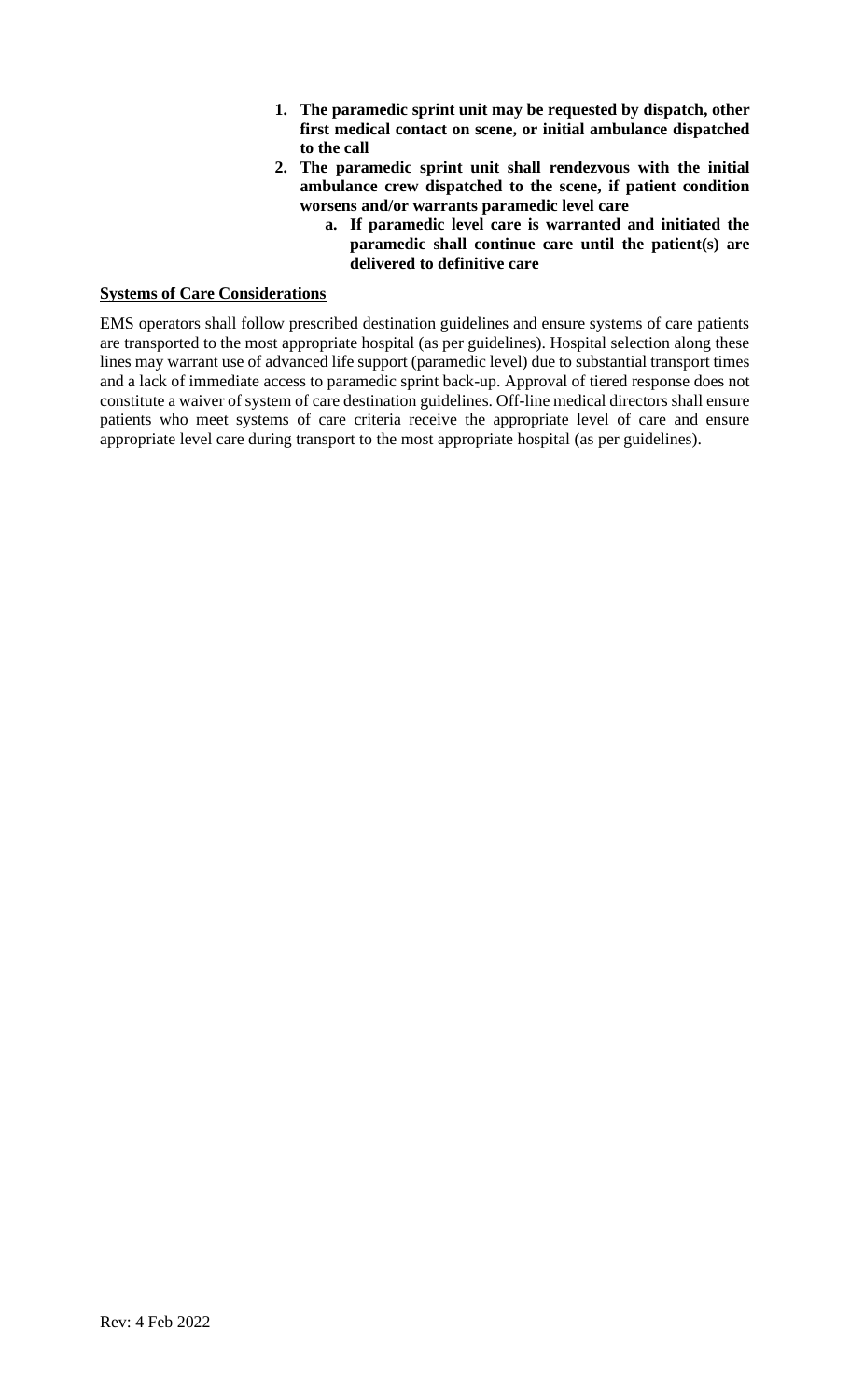1. **The paramedic sprint unit may be requested by dispatch, other first medical contact on scene, or initial ambulance dispatched to the call**
2. **The paramedic sprint unit shall rendezvous with the initial ambulance crew dispatched to the scene, if patient condition worsens and/or warrants paramedic level care**
    a. **If paramedic level care is warranted and initiated the paramedic shall continue care until the patient(s) are delivered to definitive care**

<u>**Systems of Care Considerations**</u>

EMS operators shall follow prescribed destination guidelines and ensure systems of care patients are transported to the most appropriate hospital (as per guidelines). Hospital selection along these lines may warrant use of advanced life support (paramedic level) due to substantial transport times and a lack of immediate access to paramedic sprint back-up. Approval of tiered response does not constitute a waiver of system of care destination guidelines. Off-line medical directors shall ensure patients who meet systems of care criteria receive the appropriate level of care and ensure appropriate level care during transport to the most appropriate hospital (as per guidelines).

Rev: 4 Feb 2022